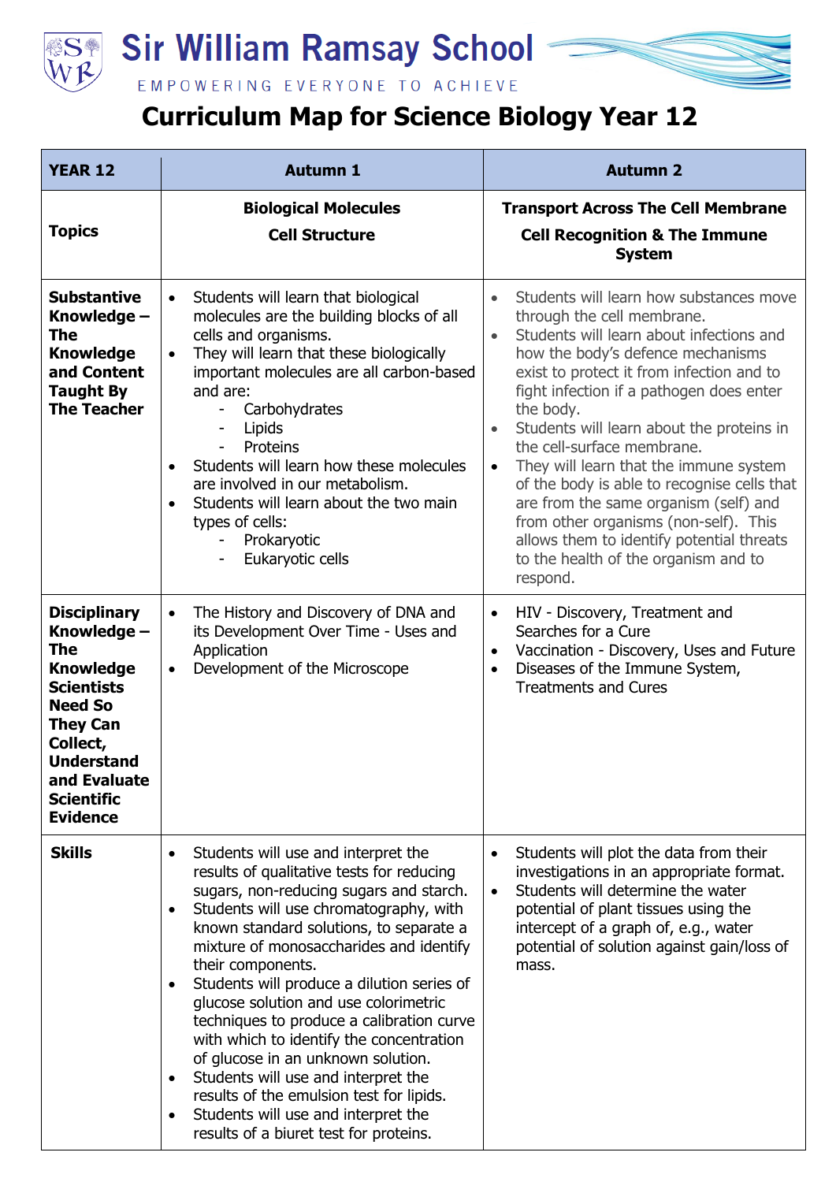# Sir William Ramsay School

EMPOWERING EVERYONE TO ACHIEVE

## Curriculum Map for Science Biology Year 12

| YEAR 12 | Autumn 1 | Autumn 2 |
|---|---|---|
| **Topics** | **Biological Molecules**<br>**Cell Structure** | **Transport Across The Cell Membrane**<br>**Cell Recognition & The Immune System** |
| **Substantive Knowledge – The Knowledge and Content Taught By The Teacher** | • Students will learn that biological molecules are the building blocks of all cells and organisms.<br>• They will learn that these biologically important molecules are all carbon-based and are:<br>- Carbohydrates<br>- Lipids<br>- Proteins<br>• Students will learn how these molecules are involved in our metabolism.<br>• Students will learn about the two main types of cells:<br>- Prokaryotic<br>- Eukaryotic cells | • Students will learn how substances move through the cell membrane.<br>• Students will learn about infections and how the body's defence mechanisms exist to protect it from infection and to fight infection if a pathogen does enter the body.<br>• Students will learn about the proteins in the cell-surface membrane.<br>• They will learn that the immune system of the body is able to recognise cells that are from the same organism (self) and from other organisms (non-self). This allows them to identify potential threats to the health of the organism and to respond. |
| **Disciplinary Knowledge – The Knowledge Scientists Need So They Can Collect, Understand and Evaluate Scientific Evidence** | • The History and Discovery of DNA and its Development Over Time - Uses and Application<br>• Development of the Microscope | • HIV - Discovery, Treatment and Searches for a Cure<br>• Vaccination - Discovery, Uses and Future<br>• Diseases of the Immune System, Treatments and Cures |
| **Skills** | • Students will use and interpret the results of qualitative tests for reducing sugars, non-reducing sugars and starch.<br>• Students will use chromatography, with known standard solutions, to separate a mixture of monosaccharides and identify their components.<br>• Students will produce a dilution series of glucose solution and use colorimetric techniques to produce a calibration curve with which to identify the concentration of glucose in an unknown solution.<br>• Students will use and interpret the results of the emulsion test for lipids.<br>• Students will use and interpret the results of a biuret test for proteins. | • Students will plot the data from their investigations in an appropriate format.<br>• Students will determine the water potential of plant tissues using the intercept of a graph of, e.g., water potential of solution against gain/loss of mass. |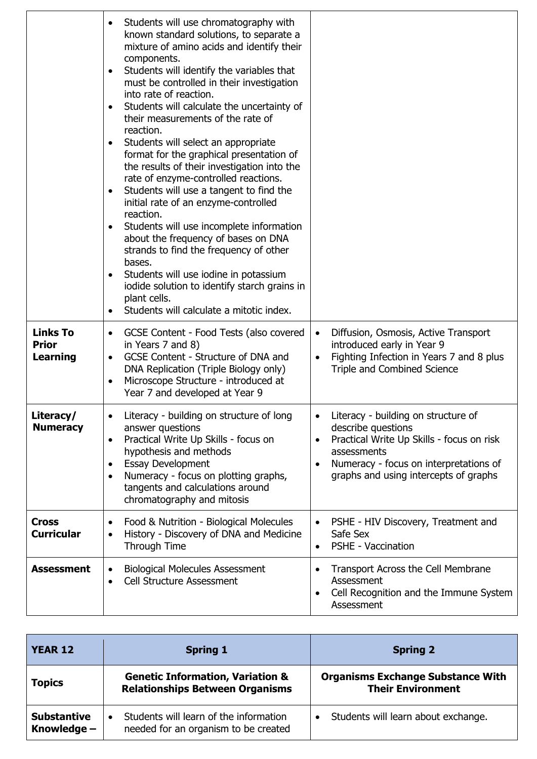| | | |
|---|---|---|
| | • Students will use chromatography with known standard solutions, to separate a mixture of amino acids and identify their components.<br>• Students will identify the variables that must be controlled in their investigation into rate of reaction.<br>• Students will calculate the uncertainty of their measurements of the rate of reaction.<br>• Students will select an appropriate format for the graphical presentation of the results of their investigation into the rate of enzyme-controlled reactions.<br>• Students will use a tangent to find the initial rate of an enzyme-controlled reaction.<br>• Students will use incomplete information about the frequency of bases on DNA strands to find the frequency of other bases.<br>• Students will use iodine in potassium iodide solution to identify starch grains in plant cells.<br>• Students will calculate a mitotic index. | |
| **Links To Prior Learning** | • GCSE Content - Food Tests (also covered in Years 7 and 8)<br>• GCSE Content - Structure of DNA and DNA Replication (Triple Biology only)<br>• Microscope Structure - introduced at Year 7 and developed at Year 9 | • Diffusion, Osmosis, Active Transport introduced early in Year 9<br>• Fighting Infection in Years 7 and 8 plus Triple and Combined Science |
| **Literacy/ Numeracy** | • Literacy - building on structure of long answer questions<br>• Practical Write Up Skills - focus on hypothesis and methods<br>• Essay Development<br>• Numeracy - focus on plotting graphs, tangents and calculations around chromatography and mitosis | • Literacy - building on structure of describe questions<br>• Practical Write Up Skills - focus on risk assessments<br>• Numeracy - focus on interpretations of graphs and using intercepts of graphs |
| **Cross Curricular** | • Food & Nutrition - Biological Molecules<br>• History - Discovery of DNA and Medicine Through Time | • PSHE - HIV Discovery, Treatment and Safe Sex<br>• PSHE - Vaccination |
| **Assessment** | • Biological Molecules Assessment<br>• Cell Structure Assessment | • Transport Across the Cell Membrane Assessment<br>• Cell Recognition and the Immune System Assessment |

| **YEAR 12** | **Spring 1** | **Spring 2** |
|---|---|---|
| **Topics** | **Genetic Information, Variation & Relationships Between Organisms** | **Organisms Exchange Substance With Their Environment** |
| **Substantive Knowledge –** | • Students will learn of the information needed for an organism to be created | • Students will learn about exchange. |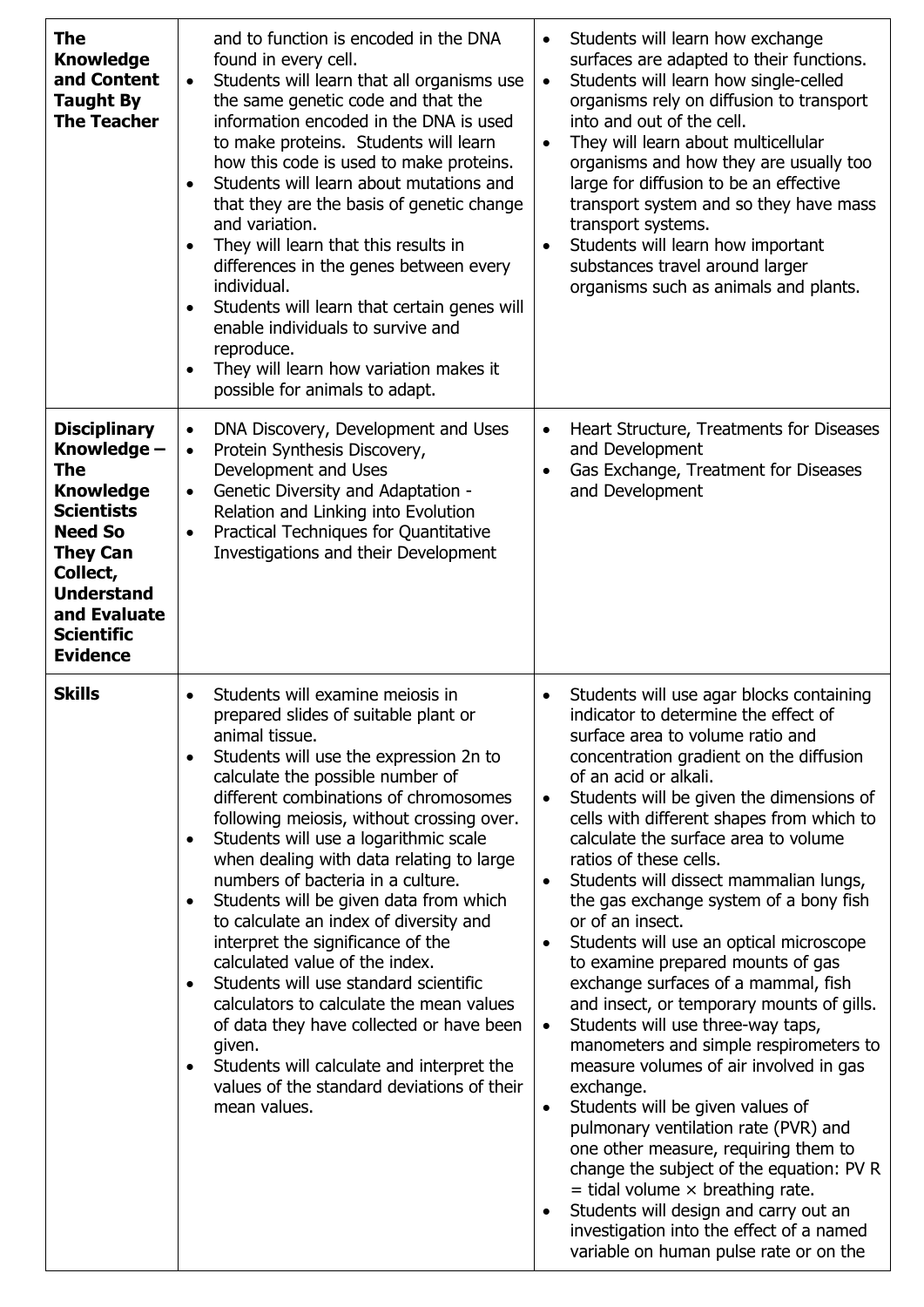| | | |
|---|---|---|
| **The Knowledge and Content Taught By The Teacher** | and to function is encoded in the DNA found in every cell.<br>• Students will learn that all organisms use the same genetic code and that the information encoded in the DNA is used to make proteins. Students will learn how this code is used to make proteins.<br>• Students will learn about mutations and that they are the basis of genetic change and variation.<br>• They will learn that this results in differences in the genes between every individual.<br>• Students will learn that certain genes will enable individuals to survive and reproduce.<br>• They will learn how variation makes it possible for animals to adapt. | • Students will learn how exchange surfaces are adapted to their functions.<br>• Students will learn how single-celled organisms rely on diffusion to transport into and out of the cell.<br>• They will learn about multicellular organisms and how they are usually too large for diffusion to be an effective transport system and so they have mass transport systems.<br>• Students will learn how important substances travel around larger organisms such as animals and plants. |
| **Disciplinary Knowledge – The Knowledge Scientists Need So They Can Collect, Understand and Evaluate Scientific Evidence** | • DNA Discovery, Development and Uses<br>• Protein Synthesis Discovery, Development and Uses<br>• Genetic Diversity and Adaptation - Relation and Linking into Evolution<br>• Practical Techniques for Quantitative Investigations and their Development | • Heart Structure, Treatments for Diseases and Development<br>• Gas Exchange, Treatment for Diseases and Development |
| **Skills** | • Students will examine meiosis in prepared slides of suitable plant or animal tissue.<br>• Students will use the expression 2n to calculate the possible number of different combinations of chromosomes following meiosis, without crossing over.<br>• Students will use a logarithmic scale when dealing with data relating to large numbers of bacteria in a culture.<br>• Students will be given data from which to calculate an index of diversity and interpret the significance of the calculated value of the index.<br>• Students will use standard scientific calculators to calculate the mean values of data they have collected or have been given.<br>• Students will calculate and interpret the values of the standard deviations of their mean values. | • Students will use agar blocks containing indicator to determine the effect of surface area to volume ratio and concentration gradient on the diffusion of an acid or alkali.<br>• Students will be given the dimensions of cells with different shapes from which to calculate the surface area to volume ratios of these cells.<br>• Students will dissect mammalian lungs, the gas exchange system of a bony fish or of an insect.<br>• Students will use an optical microscope to examine prepared mounts of gas exchange surfaces of a mammal, fish and insect, or temporary mounts of gills.<br>• Students will use three-way taps, manometers and simple respirometers to measure volumes of air involved in gas exchange.<br>• Students will be given values of pulmonary ventilation rate (PVR) and one other measure, requiring them to change the subject of the equation: PV R = tidal volume × breathing rate.<br>• Students will design and carry out an investigation into the effect of a named variable on human pulse rate or on the |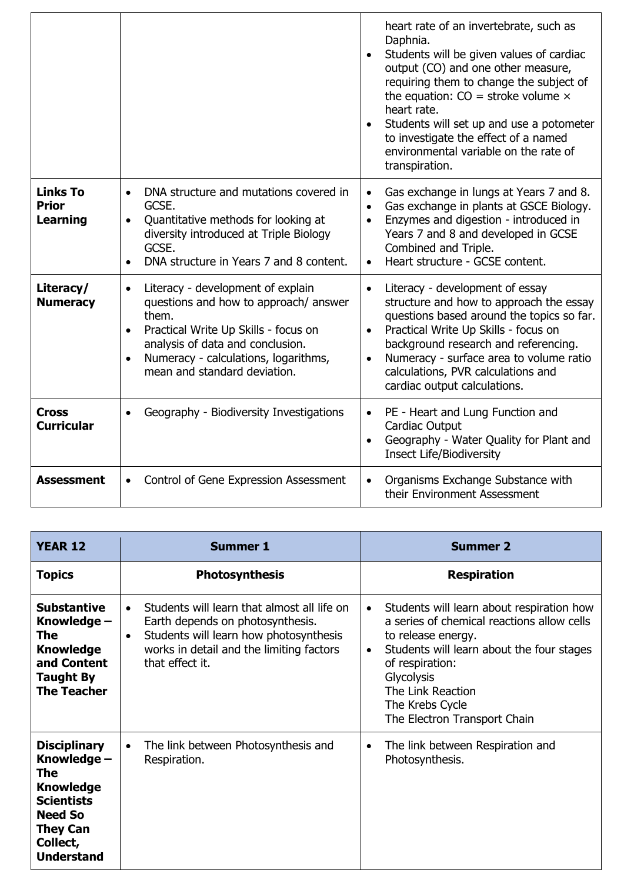| | | |
|---|---|---|
| | | heart rate of an invertebrate, such as Daphnia.<br>• Students will be given values of cardiac output (CO) and one other measure, requiring them to change the subject of the equation: CO = stroke volume × heart rate.<br>• Students will set up and use a potometer to investigate the effect of a named environmental variable on the rate of transpiration. |
| **Links To Prior Learning** | • DNA structure and mutations covered in GCSE.<br>• Quantitative methods for looking at diversity introduced at Triple Biology GCSE.<br>• DNA structure in Years 7 and 8 content. | • Gas exchange in lungs at Years 7 and 8.<br>• Gas exchange in plants at GSCE Biology.<br>• Enzymes and digestion - introduced in Years 7 and 8 and developed in GCSE Combined and Triple.<br>• Heart structure - GCSE content. |
| **Literacy/ Numeracy** | • Literacy - development of explain questions and how to approach/ answer them.<br>• Practical Write Up Skills - focus on analysis of data and conclusion.<br>• Numeracy - calculations, logarithms, mean and standard deviation. | • Literacy - development of essay structure and how to approach the essay questions based around the topics so far.<br>• Practical Write Up Skills - focus on background research and referencing.<br>• Numeracy - surface area to volume ratio calculations, PVR calculations and cardiac output calculations. |
| **Cross Curricular** | • Geography - Biodiversity Investigations | • PE - Heart and Lung Function and Cardiac Output<br>• Geography - Water Quality for Plant and Insect Life/Biodiversity |
| **Assessment** | • Control of Gene Expression Assessment | • Organisms Exchange Substance with their Environment Assessment |

| **YEAR 12** | **Summer 1** | **Summer 2** |
|---|---|---|
| **Topics** | **Photosynthesis** | **Respiration** |
| **Substantive Knowledge – The Knowledge and Content Taught By The Teacher** | • Students will learn that almost all life on Earth depends on photosynthesis.<br>• Students will learn how photosynthesis works in detail and the limiting factors that effect it. | • Students will learn about respiration how a series of chemical reactions allow cells to release energy.<br>• Students will learn about the four stages of respiration:<br>Glycolysis<br>The Link Reaction<br>The Krebs Cycle<br>The Electron Transport Chain |
| **Disciplinary Knowledge – The Knowledge Scientists Need So They Can Collect, Understand** | • The link between Photosynthesis and Respiration. | • The link between Respiration and Photosynthesis. |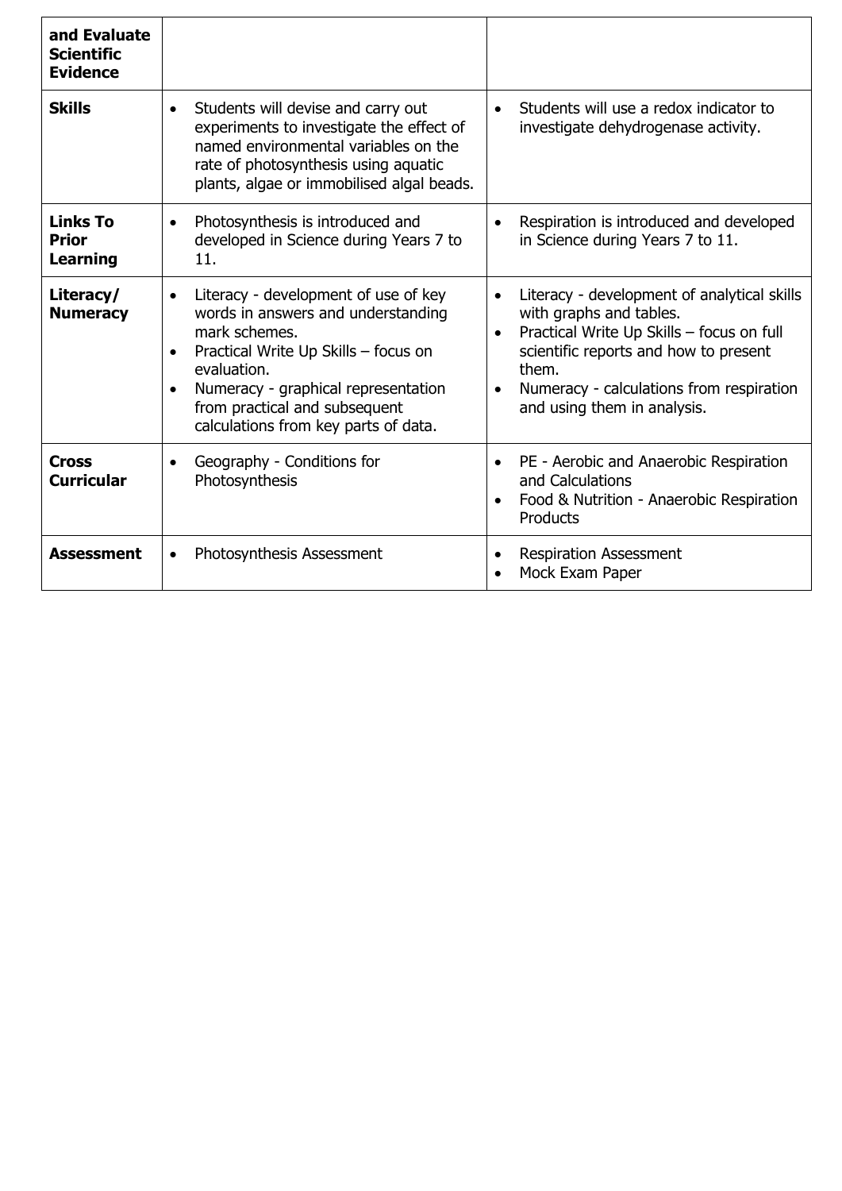| | | |
|---|---|---|
| **and Evaluate Scientific Evidence** | | |
| **Skills** | • Students will devise and carry out experiments to investigate the effect of named environmental variables on the rate of photosynthesis using aquatic plants, algae or immobilised algal beads. | • Students will use a redox indicator to investigate dehydrogenase activity. |
| **Links To Prior Learning** | • Photosynthesis is introduced and developed in Science during Years 7 to 11. | • Respiration is introduced and developed in Science during Years 7 to 11. |
| **Literacy/ Numeracy** | • Literacy - development of use of key words in answers and understanding mark schemes.<br>• Practical Write Up Skills – focus on evaluation.<br>• Numeracy - graphical representation from practical and subsequent calculations from key parts of data. | • Literacy - development of analytical skills with graphs and tables.<br>• Practical Write Up Skills – focus on full scientific reports and how to present them.<br>• Numeracy - calculations from respiration and using them in analysis. |
| **Cross Curricular** | • Geography - Conditions for Photosynthesis | • PE - Aerobic and Anaerobic Respiration and Calculations<br>• Food & Nutrition - Anaerobic Respiration Products |
| **Assessment** | • Photosynthesis Assessment | • Respiration Assessment<br>• Mock Exam Paper |